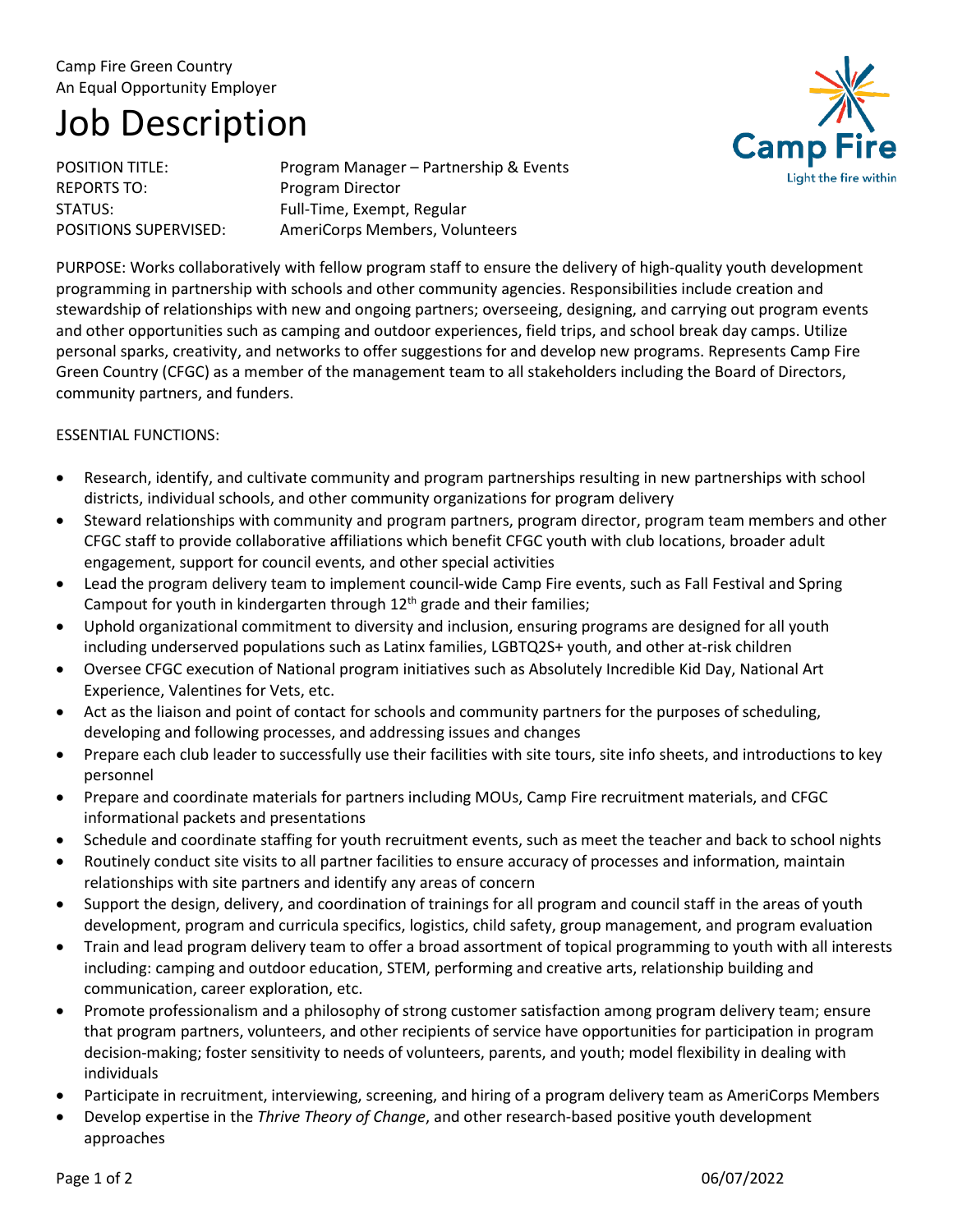Camp Fire Green Country
An Equal Opportunity Employer

# Job Description

POSITION TITLE: Program Manager – Partnership & Events
REPORTS TO: Program Director
STATUS: Full-Time, Exempt, Regular
POSITIONS SUPERVISED: AmeriCorps Members, Volunteers

PURPOSE: Works collaboratively with fellow program staff to ensure the delivery of high-quality youth development programming in partnership with schools and other community agencies. Responsibilities include creation and stewardship of relationships with new and ongoing partners; overseeing, designing, and carrying out program events and other opportunities such as camping and outdoor experiences, field trips, and school break day camps. Utilize personal sparks, creativity, and networks to offer suggestions for and develop new programs. Represents Camp Fire Green Country (CFGC) as a member of the management team to all stakeholders including the Board of Directors, community partners, and funders.

ESSENTIAL FUNCTIONS:

- Research, identify, and cultivate community and program partnerships resulting in new partnerships with school districts, individual schools, and other community organizations for program delivery
- Steward relationships with community and program partners, program director, program team members and other CFGC staff to provide collaborative affiliations which benefit CFGC youth with club locations, broader adult engagement, support for council events, and other special activities
- Lead the program delivery team to implement council-wide Camp Fire events, such as Fall Festival and Spring Campout for youth in kindergarten through 12th grade and their families;
- Uphold organizational commitment to diversity and inclusion, ensuring programs are designed for all youth including underserved populations such as Latinx families, LGBTQ2S+ youth, and other at-risk children
- Oversee CFGC execution of National program initiatives such as Absolutely Incredible Kid Day, National Art Experience, Valentines for Vets, etc.
- Act as the liaison and point of contact for schools and community partners for the purposes of scheduling, developing and following processes, and addressing issues and changes
- Prepare each club leader to successfully use their facilities with site tours, site info sheets, and introductions to key personnel
- Prepare and coordinate materials for partners including MOUs, Camp Fire recruitment materials, and CFGC informational packets and presentations
- Schedule and coordinate staffing for youth recruitment events, such as meet the teacher and back to school nights
- Routinely conduct site visits to all partner facilities to ensure accuracy of processes and information, maintain relationships with site partners and identify any areas of concern
- Support the design, delivery, and coordination of trainings for all program and council staff in the areas of youth development, program and curricula specifics, logistics, child safety, group management, and program evaluation
- Train and lead program delivery team to offer a broad assortment of topical programming to youth with all interests including: camping and outdoor education, STEM, performing and creative arts, relationship building and communication, career exploration, etc.
- Promote professionalism and a philosophy of strong customer satisfaction among program delivery team; ensure that program partners, volunteers, and other recipients of service have opportunities for participation in program decision-making; foster sensitivity to needs of volunteers, parents, and youth; model flexibility in dealing with individuals
- Participate in recruitment, interviewing, screening, and hiring of a program delivery team as AmeriCorps Members
- Develop expertise in the *Thrive Theory of Change*, and other research-based positive youth development approaches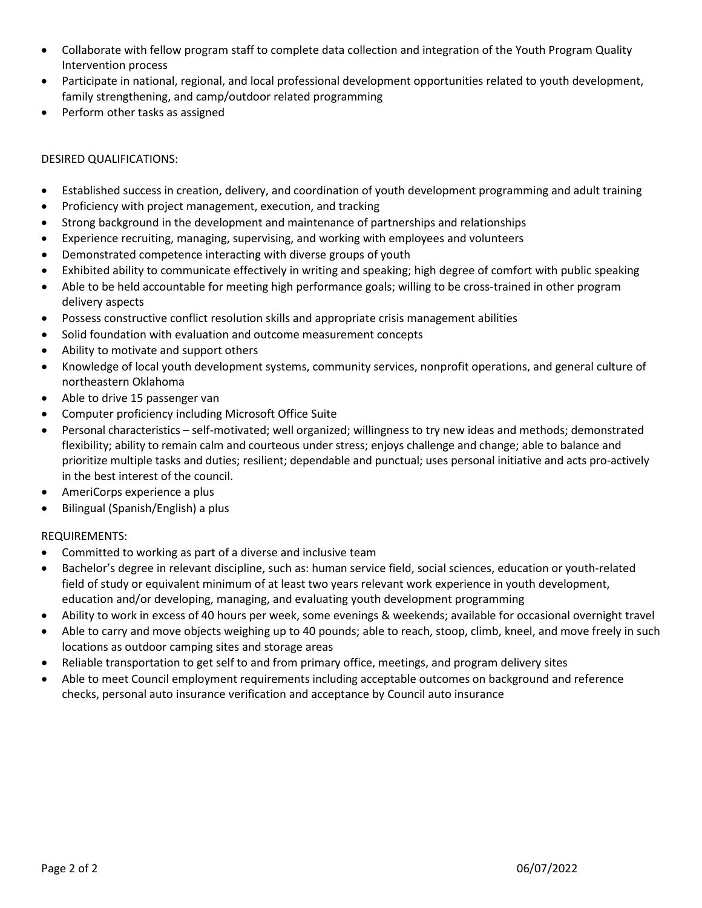- Collaborate with fellow program staff to complete data collection and integration of the Youth Program Quality Intervention process
- Participate in national, regional, and local professional development opportunities related to youth development, family strengthening, and camp/outdoor related programming
- Perform other tasks as assigned

DESIRED QUALIFICATIONS:

- Established success in creation, delivery, and coordination of youth development programming and adult training
- Proficiency with project management, execution, and tracking
- Strong background in the development and maintenance of partnerships and relationships
- Experience recruiting, managing, supervising, and working with employees and volunteers
- Demonstrated competence interacting with diverse groups of youth
- Exhibited ability to communicate effectively in writing and speaking; high degree of comfort with public speaking
- Able to be held accountable for meeting high performance goals; willing to be cross-trained in other program delivery aspects
- Possess constructive conflict resolution skills and appropriate crisis management abilities
- Solid foundation with evaluation and outcome measurement concepts
- Ability to motivate and support others
- Knowledge of local youth development systems, community services, nonprofit operations, and general culture of northeastern Oklahoma
- Able to drive 15 passenger van
- Computer proficiency including Microsoft Office Suite
- Personal characteristics – self-motivated; well organized; willingness to try new ideas and methods; demonstrated flexibility; ability to remain calm and courteous under stress; enjoys challenge and change; able to balance and prioritize multiple tasks and duties; resilient; dependable and punctual; uses personal initiative and acts pro-actively in the best interest of the council.
- AmeriCorps experience a plus
- Bilingual (Spanish/English) a plus

REQUIREMENTS:

- Committed to working as part of a diverse and inclusive team
- Bachelor's degree in relevant discipline, such as: human service field, social sciences, education or youth-related field of study or equivalent minimum of at least two years relevant work experience in youth development, education and/or developing, managing, and evaluating youth development programming
- Ability to work in excess of 40 hours per week, some evenings & weekends; available for occasional overnight travel
- Able to carry and move objects weighing up to 40 pounds; able to reach, stoop, climb, kneel, and move freely in such locations as outdoor camping sites and storage areas
- Reliable transportation to get self to and from primary office, meetings, and program delivery sites
- Able to meet Council employment requirements including acceptable outcomes on background and reference checks, personal auto insurance verification and acceptance by Council auto insurance

06/07/2022